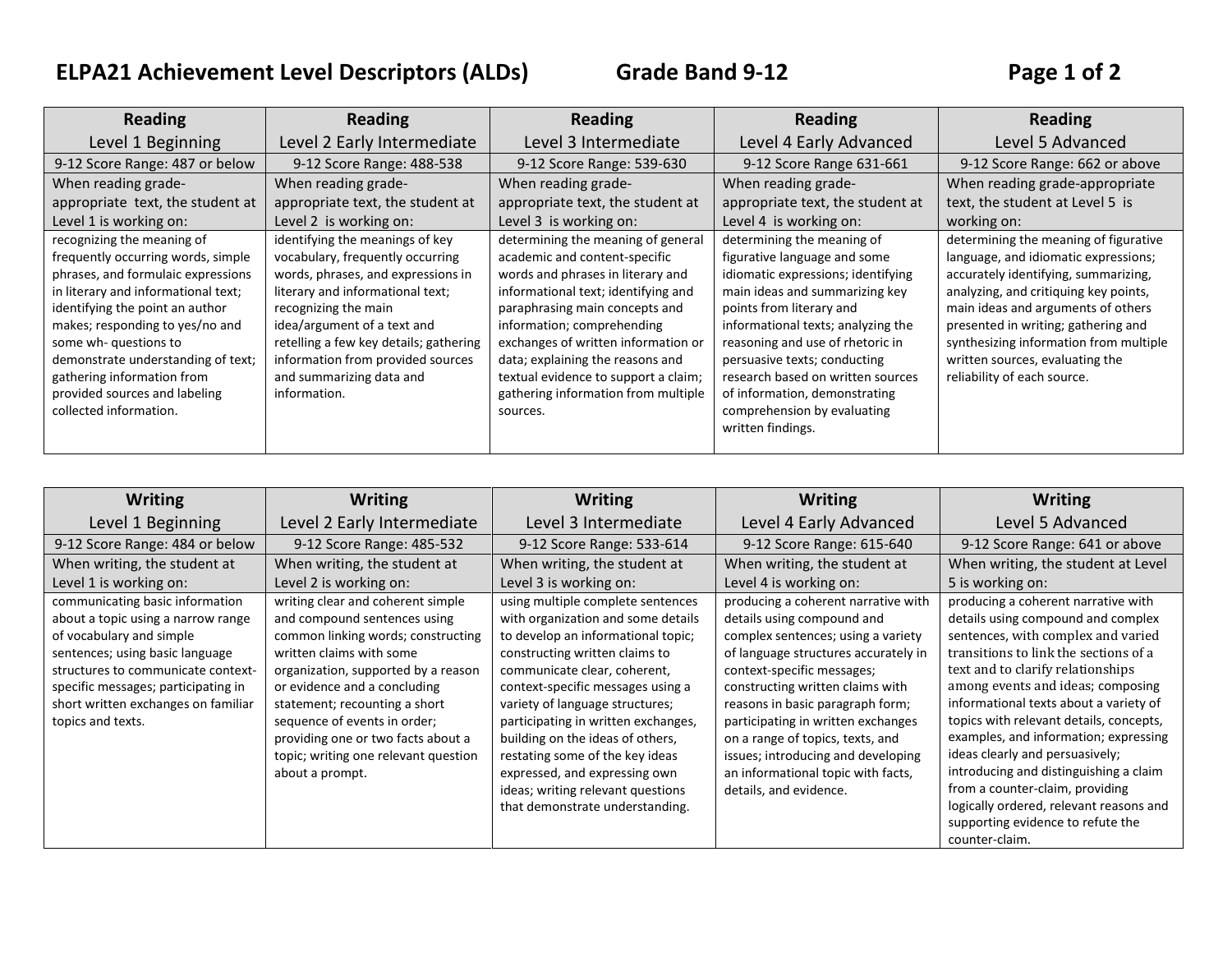# ELPA21 Achievement Level Descriptors (ALDs) Grade Band 9-12

| Reading Level 1 Beginning | Reading Level 2 Early Intermediate | Reading Level 3 Intermediate | Reading Level 4 Early Advanced | Reading Level 5 Advanced |
|---|---|---|---|---|
| 9-12 Score Range: 487 or below | 9-12 Score Range: 488-538 | 9-12 Score Range: 539-630 | 9-12 Score Range 631-661 | 9-12 Score Range: 662 or above |
| When reading grade-appropriate text, the student at Level 1 is working on: | When reading grade-appropriate text, the student at Level 2 is working on: | When reading grade-appropriate text, the student at Level 3 is working on: | When reading grade-appropriate text, the student at Level 4 is working on: | When reading grade-appropriate text, the student at Level 5 is working on: |
| recognizing the meaning of frequently occurring words, simple phrases, and formulaic expressions in literary and informational text; identifying the point an author makes; responding to yes/no and some wh- questions to demonstrate understanding of text; gathering information from provided sources and labeling collected information. | identifying the meanings of key vocabulary, frequently occurring words, phrases, and expressions in literary and informational text; recognizing the main idea/argument of a text and retelling a few key details; gathering information from provided sources and summarizing data and information. | determining the meaning of general academic and content-specific words and phrases in literary and informational text; identifying and paraphrasing main concepts and information; comprehending exchanges of written information or data; explaining the reasons and textual evidence to support a claim; gathering information from multiple sources. | determining the meaning of figurative language and some idiomatic expressions; identifying main ideas and summarizing key points from literary and informational texts; analyzing the reasoning and use of rhetoric in persuasive texts; conducting research based on written sources of information, demonstrating comprehension by evaluating written findings. | determining the meaning of figurative language, and idiomatic expressions; accurately identifying, summarizing, analyzing, and critiquing key points, main ideas and arguments of others presented in writing; gathering and synthesizing information from multiple written sources, evaluating the reliability of each source. |

| Writing Level 1 Beginning | Writing Level 2 Early Intermediate | Writing Level 3 Intermediate | Writing Level 4 Early Advanced | Writing Level 5 Advanced |
|---|---|---|---|---|
| 9-12 Score Range: 484 or below | 9-12 Score Range: 485-532 | 9-12 Score Range: 533-614 | 9-12 Score Range: 615-640 | 9-12 Score Range: 641 or above |
| When writing, the student at Level 1 is working on: | When writing, the student at Level 2 is working on: | When writing, the student at Level 3 is working on: | When writing, the student at Level 4 is working on: | When writing, the student at Level 5 is working on: |
| communicating basic information about a topic using a narrow range of vocabulary and simple sentences; using basic language structures to communicate context-specific messages; participating in short written exchanges on familiar topics and texts. | writing clear and coherent simple and compound sentences using common linking words; constructing written claims with some organization, supported by a reason or evidence and a concluding statement; recounting a short sequence of events in order; providing one or two facts about a topic; writing one relevant question about a prompt. | using multiple complete sentences with organization and some details to develop an informational topic; constructing written claims to communicate clear, coherent, context-specific messages using a variety of language structures; participating in written exchanges, building on the ideas of others, restating some of the key ideas expressed, and expressing own ideas; writing relevant questions that demonstrate understanding. | producing a coherent narrative with details using compound and complex sentences; using a variety of language structures accurately in context-specific messages; constructing written claims with reasons in basic paragraph form; participating in written exchanges on a range of topics, texts, and issues; introducing and developing an informational topic with facts, details, and evidence. | producing a coherent narrative with details using compound and complex sentences, with complex and varied transitions to link the sections of a text and to clarify relationships among events and ideas; composing informational texts about a variety of topics with relevant details, concepts, examples, and information; expressing ideas clearly and persuasively; introducing and distinguishing a claim from a counter-claim, providing logically ordered, relevant reasons and supporting evidence to refute the counter-claim. |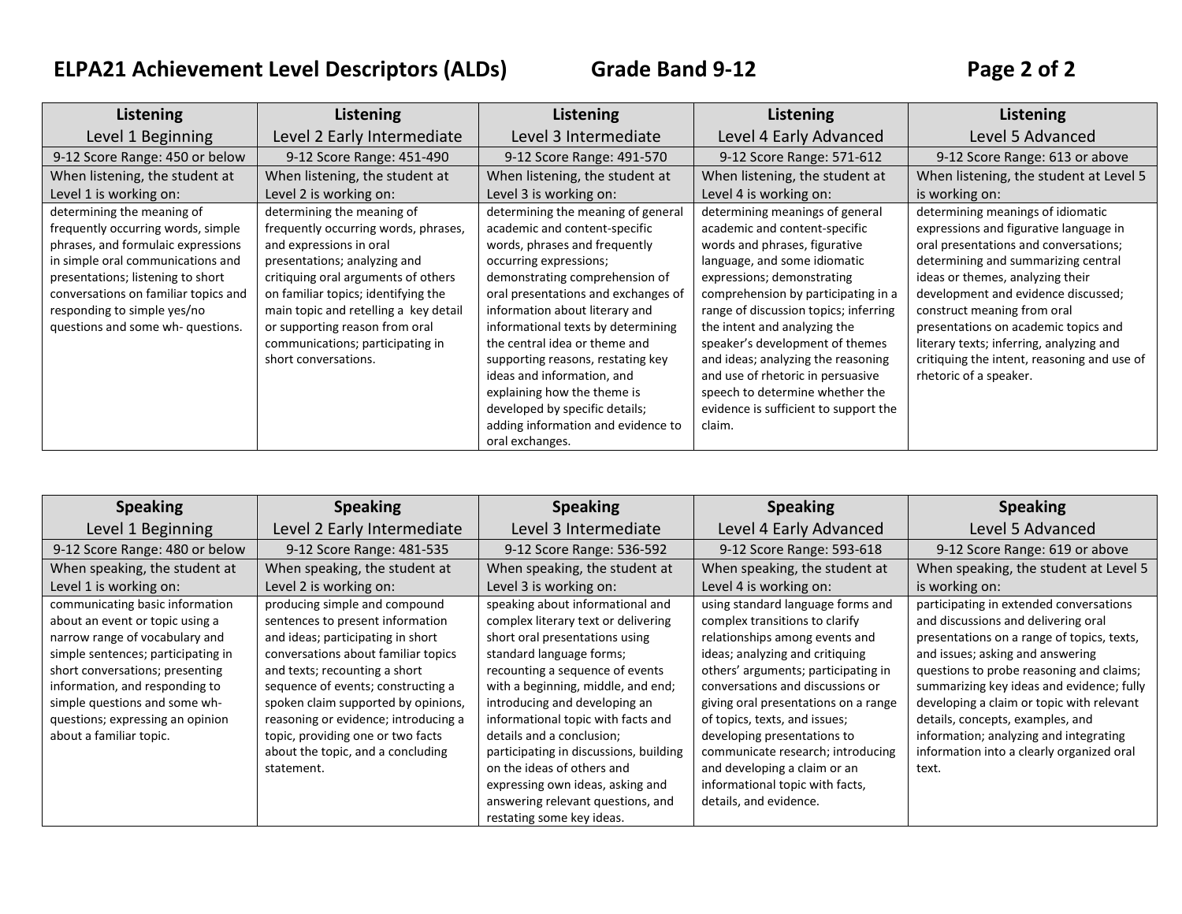# ELPA21 Achievement Level Descriptors (ALDs) Grade Band 9-12

| Listening Level 1 Beginning | Listening Level 2 Early Intermediate | Listening Level 3 Intermediate | Listening Level 4 Early Advanced | Listening Level 5 Advanced |
|---|---|---|---|---|
| 9-12 Score Range: 450 or below | 9-12 Score Range: 451-490 | 9-12 Score Range: 491-570 | 9-12 Score Range: 571-612 | 9-12 Score Range: 613 or above |
| When listening, the student at Level 1 is working on: | When listening, the student at Level 2 is working on: | When listening, the student at Level 3 is working on: | When listening, the student at Level 4 is working on: | When listening, the student at Level 5 is working on: |
| determining the meaning of frequently occurring words, simple phrases, and formulaic expressions in simple oral communications and presentations; listening to short conversations on familiar topics and responding to simple yes/no questions and some wh- questions. | determining the meaning of frequently occurring words, phrases, and expressions in oral presentations; analyzing and critiquing oral arguments of others on familiar topics; identifying the main topic and retelling a key detail or supporting reason from oral communications; participating in short conversations. | determining the meaning of general academic and content-specific words, phrases and frequently occurring expressions; demonstrating comprehension of oral presentations and exchanges of information about literary and informational texts by determining the central idea or theme and supporting reasons, restating key ideas and information, and explaining how the theme is developed by specific details; adding information and evidence to oral exchanges. | determining meanings of general academic and content-specific words and phrases, figurative language, and some idiomatic expressions; demonstrating comprehension by participating in a range of discussion topics; inferring the intent and analyzing the speaker's development of themes and ideas; analyzing the reasoning and use of rhetoric in persuasive speech to determine whether the evidence is sufficient to support the claim. | determining meanings of idiomatic expressions and figurative language in oral presentations and conversations; determining and summarizing central ideas or themes, analyzing their development and evidence discussed; construct meaning from oral presentations on academic topics and literary texts; inferring, analyzing and critiquing the intent, reasoning and use of rhetoric of a speaker. |

| Speaking Level 1 Beginning | Speaking Level 2 Early Intermediate | Speaking Level 3 Intermediate | Speaking Level 4 Early Advanced | Speaking Level 5 Advanced |
|---|---|---|---|---|
| 9-12 Score Range: 480 or below | 9-12 Score Range: 481-535 | 9-12 Score Range: 536-592 | 9-12 Score Range: 593-618 | 9-12 Score Range: 619 or above |
| When speaking, the student at Level 1 is working on: | When speaking, the student at Level 2 is working on: | When speaking, the student at Level 3 is working on: | When speaking, the student at Level 4 is working on: | When speaking, the student at Level 5 is working on: |
| communicating basic information about an event or topic using a narrow range of vocabulary and simple sentences; participating in short conversations; presenting information, and responding to simple questions and some wh- questions; expressing an opinion about a familiar topic. | producing simple and compound sentences to present information and ideas; participating in short conversations about familiar topics and texts; recounting a short sequence of events; constructing a spoken claim supported by opinions, reasoning or evidence; introducing a topic, providing one or two facts about the topic, and a concluding statement. | speaking about informational and complex literary text or delivering short oral presentations using standard language forms; recounting a sequence of events with a beginning, middle, and end; introducing and developing an informational topic with facts and details and a conclusion; participating in discussions, building on the ideas of others and expressing own ideas, asking and answering relevant questions, and restating some key ideas. | using standard language forms and complex transitions to clarify relationships among events and ideas; analyzing and critiquing others' arguments; participating in conversations and discussions or giving oral presentations on a range of topics, texts, and issues; developing presentations to communicate research; introducing and developing a claim or an informational topic with facts, details, and evidence. | participating in extended conversations and discussions and delivering oral presentations on a range of topics, texts, and issues; asking and answering questions to probe reasoning and claims; summarizing key ideas and evidence; fully developing a claim or topic with relevant details, concepts, examples, and information; analyzing and integrating information into a clearly organized oral text. |